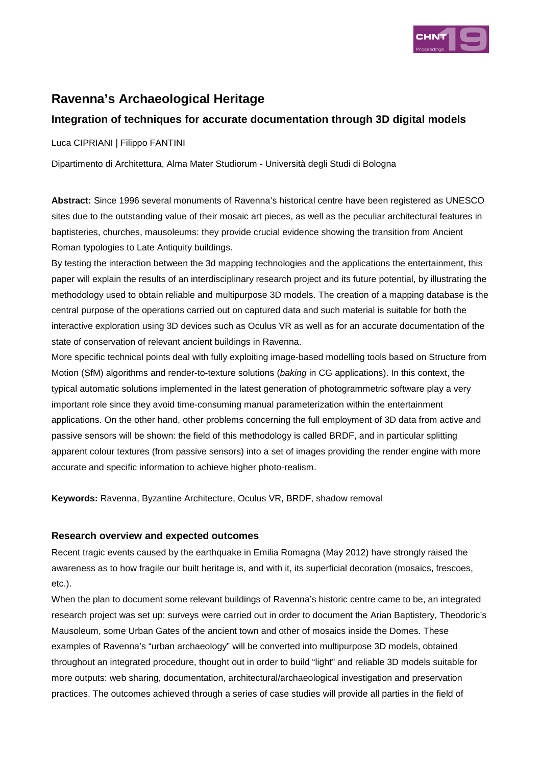# Ravenna's Archaeological Heritage

## Integration of techniques for accurate documentation through 3D digital models

Luca CIPRIANI | Filippo FANTINI

Dipartimento di Architettura, Alma Mater Studiorum - Università degli Studi di Bologna

**Abstract:** Since 1996 several monuments of Ravenna's historical centre have been registered as UNESCO sites due to the outstanding value of their mosaic art pieces, as well as the peculiar architectural features in baptisteries, churches, mausoleums: they provide crucial evidence showing the transition from Ancient Roman typologies to Late Antiquity buildings.

By testing the interaction between the 3d mapping technologies and the applications the entertainment, this paper will explain the results of an interdisciplinary research project and its future potential, by illustrating the methodology used to obtain reliable and multipurpose 3D models. The creation of a mapping database is the central purpose of the operations carried out on captured data and such material is suitable for both the interactive exploration using 3D devices such as Oculus VR as well as for an accurate documentation of the state of conservation of relevant ancient buildings in Ravenna.

More specific technical points deal with fully exploiting image-based modelling tools based on Structure from Motion (SfM) algorithms and render-to-texture solutions (*baking* in CG applications). In this context, the typical automatic solutions implemented in the latest generation of photogrammetric software play a very important role since they avoid time-consuming manual parameterization within the entertainment applications. On the other hand, other problems concerning the full employment of 3D data from active and passive sensors will be shown: the field of this methodology is called BRDF, and in particular splitting apparent colour textures (from passive sensors) into a set of images providing the render engine with more accurate and specific information to achieve higher photo-realism.

**Keywords:** Ravenna, Byzantine Architecture, Oculus VR, BRDF, shadow removal

### Research overview and expected outcomes

Recent tragic events caused by the earthquake in Emilia Romagna (May 2012) have strongly raised the awareness as to how fragile our built heritage is, and with it, its superficial decoration (mosaics, frescoes, etc.).

When the plan to document some relevant buildings of Ravenna's historic centre came to be, an integrated research project was set up: surveys were carried out in order to document the Arian Baptistery, Theodoric's Mausoleum, some Urban Gates of the ancient town and other of mosaics inside the Domes. These examples of Ravenna's "urban archaeology" will be converted into multipurpose 3D models, obtained throughout an integrated procedure, thought out in order to build "light" and reliable 3D models suitable for more outputs: web sharing, documentation, architectural/archaeological investigation and preservation practices. The outcomes achieved through a series of case studies will provide all parties in the field of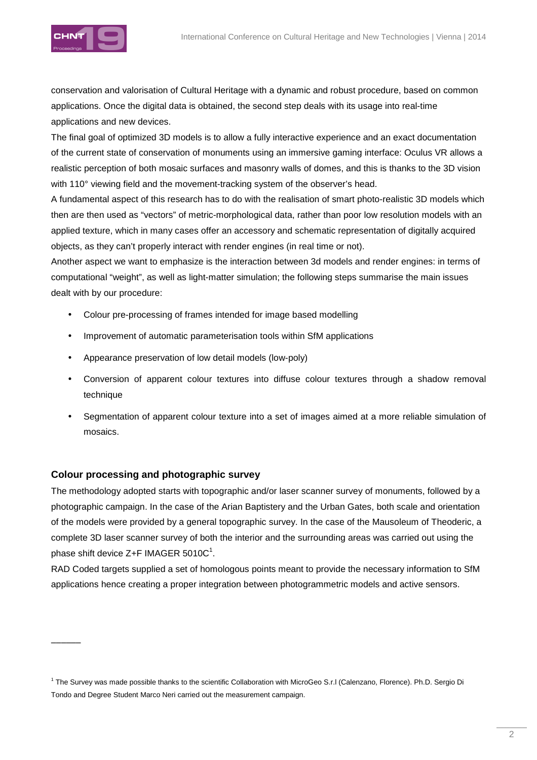conservation and valorisation of Cultural Heritage with a dynamic and robust procedure, based on common applications. Once the digital data is obtained, the second step deals with its usage into real-time applications and new devices.

The final goal of optimized 3D models is to allow a fully interactive experience and an exact documentation of the current state of conservation of monuments using an immersive gaming interface: Oculus VR allows a realistic perception of both mosaic surfaces and masonry walls of domes, and this is thanks to the 3D vision with 110° viewing field and the movement-tracking system of the observer's head.

A fundamental aspect of this research has to do with the realisation of smart photo-realistic 3D models which then are then used as "vectors" of metric-morphological data, rather than poor low resolution models with an applied texture, which in many cases offer an accessory and schematic representation of digitally acquired objects, as they can't properly interact with render engines (in real time or not).

Another aspect we want to emphasize is the interaction between 3d models and render engines: in terms of computational "weight", as well as light-matter simulation; the following steps summarise the main issues dealt with by our procedure:

- Colour pre-processing of frames intended for image based modelling
- Improvement of automatic parameterisation tools within SfM applications
- Appearance preservation of low detail models (low-poly)
- Conversion of apparent colour textures into diffuse colour textures through a shadow removal technique
- Segmentation of apparent colour texture into a set of images aimed at a more reliable simulation of mosaics.

### Colour processing and photographic survey

The methodology adopted starts with topographic and/or laser scanner survey of monuments, followed by a photographic campaign. In the case of the Arian Baptistery and the Urban Gates, both scale and orientation of the models were provided by a general topographic survey. In the case of the Mausoleum of Theoderic, a complete 3D laser scanner survey of both the interior and the surrounding areas was carried out using the phase shift device Z+F IMAGER 5010C[1].

RAD Coded targets supplied a set of homologous points meant to provide the necessary information to SfM applications hence creating a proper integration between photogrammetric models and active sensors.

---

[1] The Survey was made possible thanks to the scientific Collaboration with MicroGeo S.r.l (Calenzano, Florence). Ph.D. Sergio Di Tondo and Degree Student Marco Neri carried out the measurement campaign.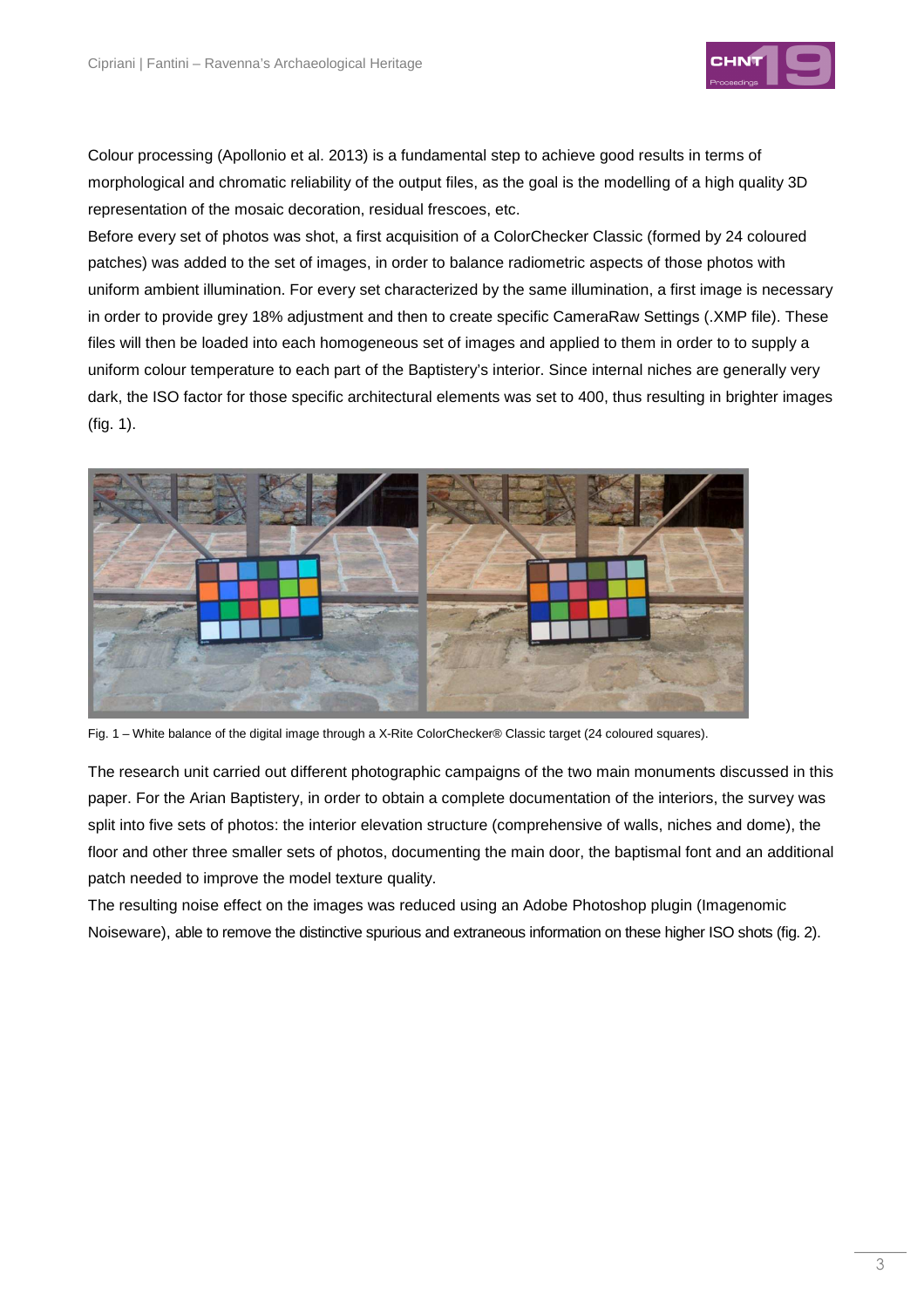Colour processing (Apollonio et al. 2013) is a fundamental step to achieve good results in terms of morphological and chromatic reliability of the output files, as the goal is the modelling of a high quality 3D representation of the mosaic decoration, residual frescoes, etc.

Before every set of photos was shot, a first acquisition of a ColorChecker Classic (formed by 24 coloured patches) was added to the set of images, in order to balance radiometric aspects of those photos with uniform ambient illumination. For every set characterized by the same illumination, a first image is necessary in order to provide grey 18% adjustment and then to create specific CameraRaw Settings (.XMP file). These files will then be loaded into each homogeneous set of images and applied to them in order to to supply a uniform colour temperature to each part of the Baptistery's interior. Since internal niches are generally very dark, the ISO factor for those specific architectural elements was set to 400, thus resulting in brighter images (fig. 1).

Fig. 1 – White balance of the digital image through a X-Rite ColorChecker® Classic target (24 coloured squares).

The research unit carried out different photographic campaigns of the two main monuments discussed in this paper. For the Arian Baptistery, in order to obtain a complete documentation of the interiors, the survey was split into five sets of photos: the interior elevation structure (comprehensive of walls, niches and dome), the floor and other three smaller sets of photos, documenting the main door, the baptismal font and an additional patch needed to improve the model texture quality.

The resulting noise effect on the images was reduced using an Adobe Photoshop plugin (Imagenomic Noiseware), able to remove the distinctive spurious and extraneous information on these higher ISO shots (fig. 2).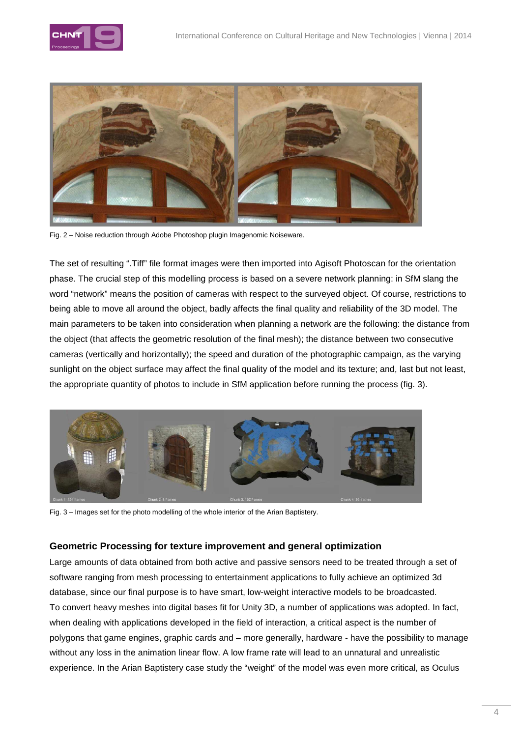Fig. 2 – Noise reduction through Adobe Photoshop plugin Imagenomic Noiseware.

The set of resulting ".Tiff" file format images were then imported into Agisoft Photoscan for the orientation phase. The crucial step of this modelling process is based on a severe network planning: in SfM slang the word "network" means the position of cameras with respect to the surveyed object. Of course, restrictions to being able to move all around the object, badly affects the final quality and reliability of the 3D model. The main parameters to be taken into consideration when planning a network are the following: the distance from the object (that affects the geometric resolution of the final mesh); the distance between two consecutive cameras (vertically and horizontally); the speed and duration of the photographic campaign, as the varying sunlight on the object surface may affect the final quality of the model and its texture; and, last but not least, the appropriate quantity of photos to include in SfM application before running the process (fig. 3).

Fig. 3 – Images set for the photo modelling of the whole interior of the Arian Baptistery.

## Geometric Processing for texture improvement and general optimization

Large amounts of data obtained from both active and passive sensors need to be treated through a set of software ranging from mesh processing to entertainment applications to fully achieve an optimized 3d database, since our final purpose is to have smart, low-weight interactive models to be broadcasted.
To convert heavy meshes into digital bases fit for Unity 3D, a number of applications was adopted. In fact, when dealing with applications developed in the field of interaction, a critical aspect is the number of polygons that game engines, graphic cards and – more generally, hardware - have the possibility to manage without any loss in the animation linear flow. A low frame rate will lead to an unnatural and unrealistic experience. In the Arian Baptistery case study the "weight" of the model was even more critical, as Oculus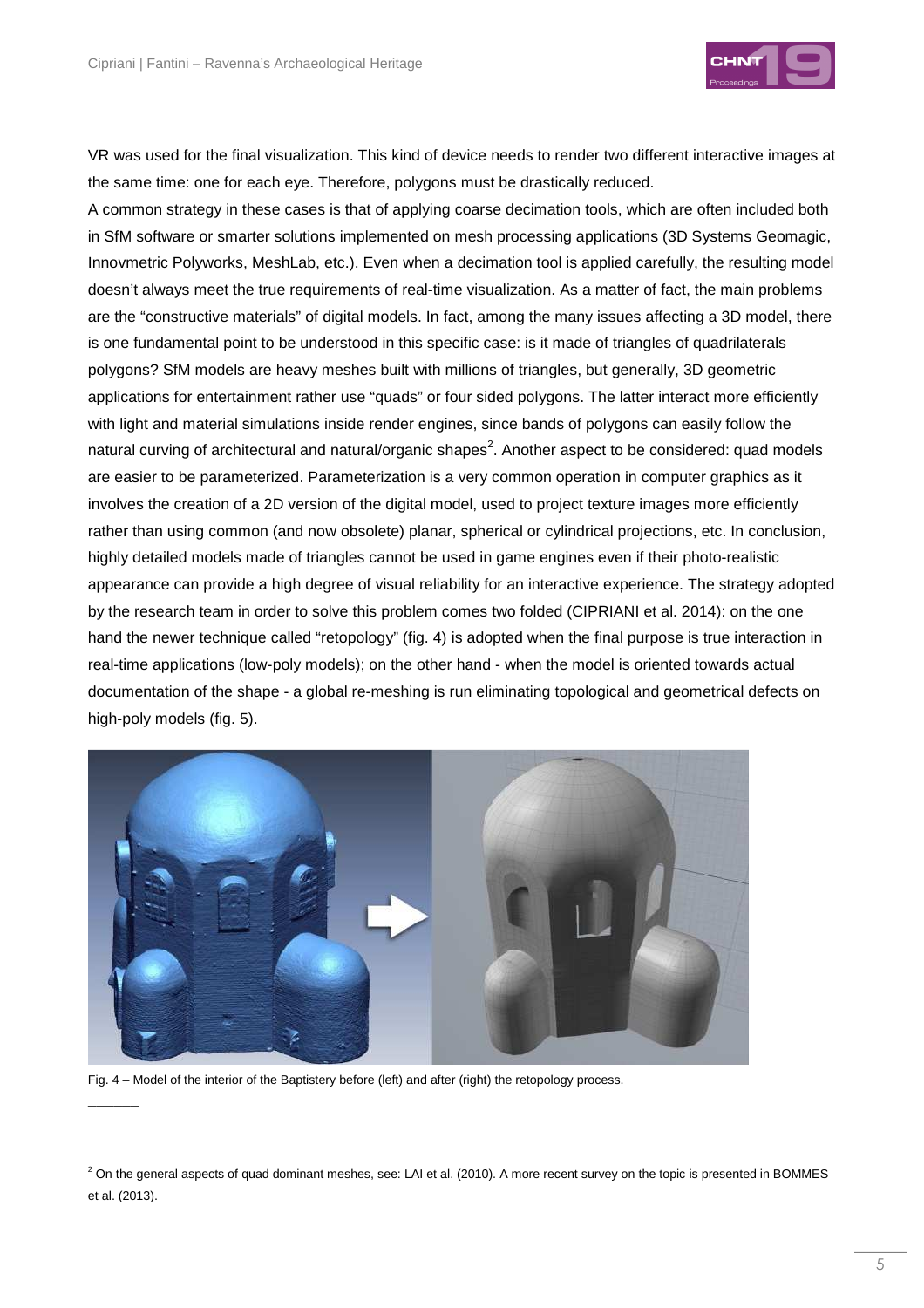VR was used for the final visualization. This kind of device needs to render two different interactive images at the same time: one for each eye. Therefore, polygons must be drastically reduced.

A common strategy in these cases is that of applying coarse decimation tools, which are often included both in SfM software or smarter solutions implemented on mesh processing applications (3D Systems Geomagic, Innovmetric Polyworks, MeshLab, etc.). Even when a decimation tool is applied carefully, the resulting model doesn't always meet the true requirements of real-time visualization. As a matter of fact, the main problems are the "constructive materials" of digital models. In fact, among the many issues affecting a 3D model, there is one fundamental point to be understood in this specific case: is it made of triangles of quadrilaterals polygons? SfM models are heavy meshes built with millions of triangles, but generally, 3D geometric applications for entertainment rather use "quads" or four sided polygons. The latter interact more efficiently with light and material simulations inside render engines, since bands of polygons can easily follow the natural curving of architectural and natural/organic shapes[2]. Another aspect to be considered: quad models are easier to be parameterized. Parameterization is a very common operation in computer graphics as it involves the creation of a 2D version of the digital model, used to project texture images more efficiently rather than using common (and now obsolete) planar, spherical or cylindrical projections, etc. In conclusion, highly detailed models made of triangles cannot be used in game engines even if their photo-realistic appearance can provide a high degree of visual reliability for an interactive experience. The strategy adopted by the research team in order to solve this problem comes two folded (CIPRIANI et al. 2014): on the one hand the newer technique called "retopology" (fig. 4) is adopted when the final purpose is true interaction in real-time applications (low-poly models); on the other hand - when the model is oriented towards actual documentation of the shape - a global re-meshing is run eliminating topological and geometrical defects on high-poly models (fig. 5).

Fig. 4 – Model of the interior of the Baptistery before (left) and after (right) the retopology process.

---

[2] On the general aspects of quad dominant meshes, see: LAI et al. (2010). A more recent survey on the topic is presented in BOMMES et al. (2013).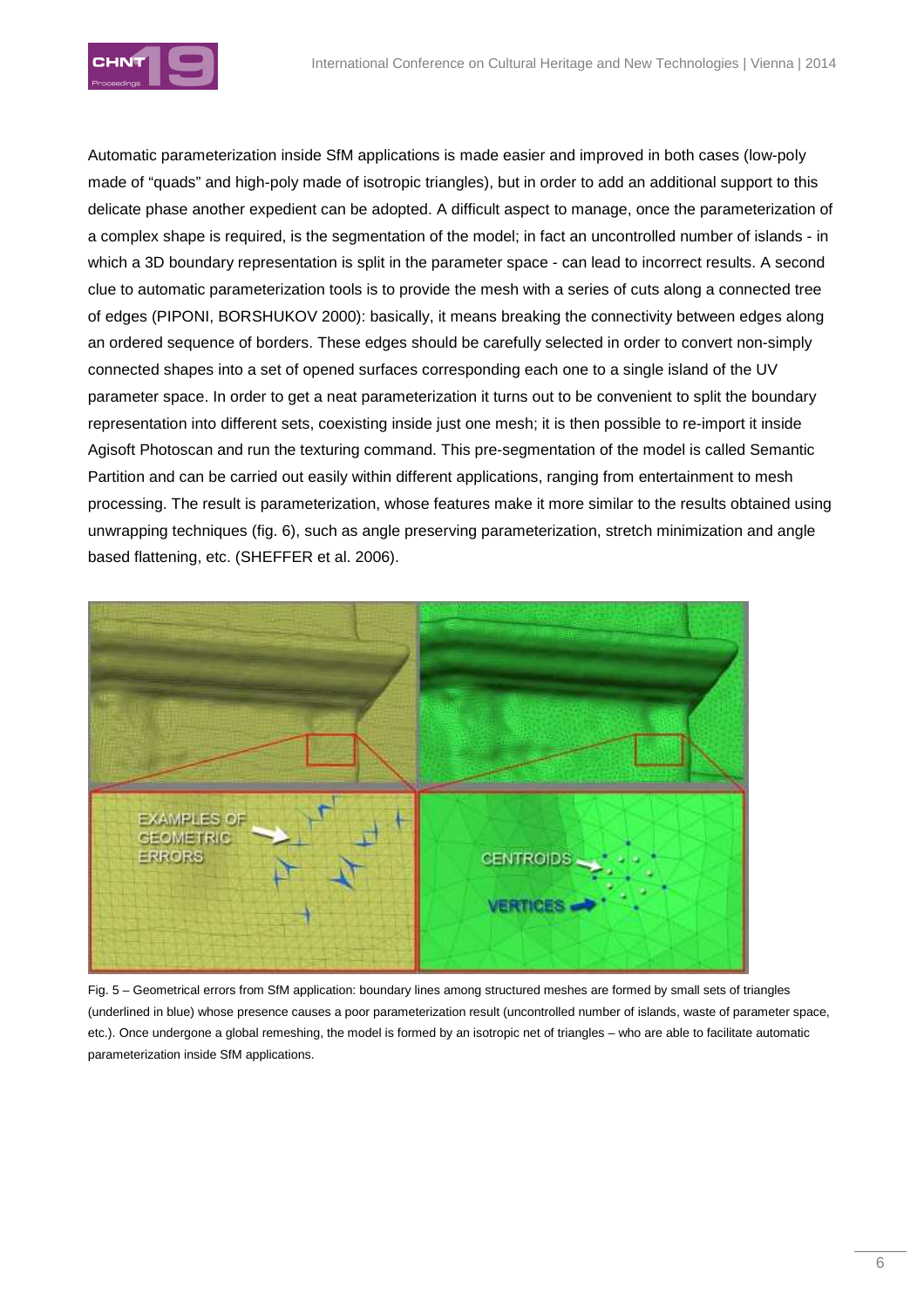Automatic parameterization inside SfM applications is made easier and improved in both cases (low-poly made of "quads" and high-poly made of isotropic triangles), but in order to add an additional support to this delicate phase another expedient can be adopted. A difficult aspect to manage, once the parameterization of a complex shape is required, is the segmentation of the model; in fact an uncontrolled number of islands - in which a 3D boundary representation is split in the parameter space - can lead to incorrect results. A second clue to automatic parameterization tools is to provide the mesh with a series of cuts along a connected tree of edges (PIPONI, BORSHUKOV 2000): basically, it means breaking the connectivity between edges along an ordered sequence of borders. These edges should be carefully selected in order to convert non-simply connected shapes into a set of opened surfaces corresponding each one to a single island of the UV parameter space. In order to get a neat parameterization it turns out to be convenient to split the boundary representation into different sets, coexisting inside just one mesh; it is then possible to re-import it inside Agisoft Photoscan and run the texturing command. This pre-segmentation of the model is called Semantic Partition and can be carried out easily within different applications, ranging from entertainment to mesh processing. The result is parameterization, whose features make it more similar to the results obtained using unwrapping techniques (fig. 6), such as angle preserving parameterization, stretch minimization and angle based flattening, etc. (SHEFFER et al. 2006).

Fig. 5 – Geometrical errors from SfM application: boundary lines among structured meshes are formed by small sets of triangles (underlined in blue) whose presence causes a poor parameterization result (uncontrolled number of islands, waste of parameter space, etc.). Once undergone a global remeshing, the model is formed by an isotropic net of triangles – who are able to facilitate automatic parameterization inside SfM applications.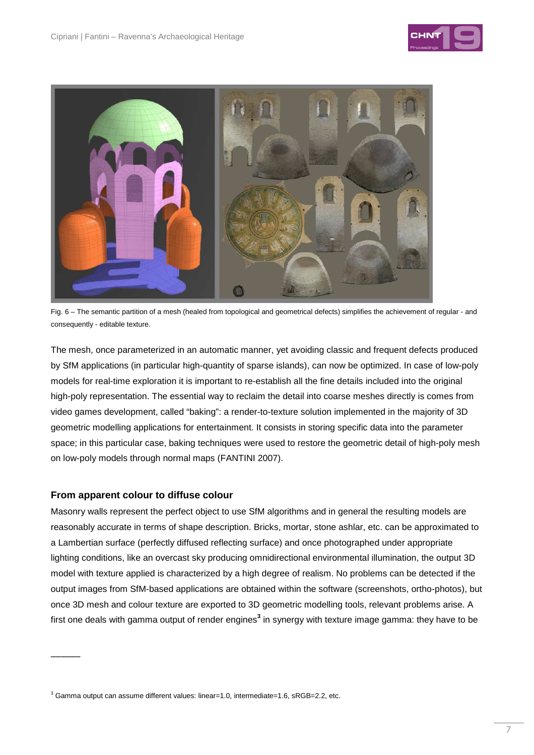Fig. 6 – The semantic partition of a mesh (healed from topological and geometrical defects) simplifies the achievement of regular - and consequently - editable texture.

The mesh, once parameterized in an automatic manner, yet avoiding classic and frequent defects produced by SfM applications (in particular high-quantity of sparse islands), can now be optimized. In case of low-poly models for real-time exploration it is important to re-establish all the fine details included into the original high-poly representation. The essential way to reclaim the detail into coarse meshes directly is comes from video games development, called "baking": a render-to-texture solution implemented in the majority of 3D geometric modelling applications for entertainment. It consists in storing specific data into the parameter space; in this particular case, baking techniques were used to restore the geometric detail of high-poly mesh on low-poly models through normal maps (FANTINI 2007).

### From apparent colour to diffuse colour

Masonry walls represent the perfect object to use SfM algorithms and in general the resulting models are reasonably accurate in terms of shape description. Bricks, mortar, stone ashlar, etc. can be approximated to a Lambertian surface (perfectly diffused reflecting surface) and once photographed under appropriate lighting conditions, like an overcast sky producing omnidirectional environmental illumination, the output 3D model with texture applied is characterized by a high degree of realism. No problems can be detected if the output images from SfM-based applications are obtained within the software (screenshots, ortho-photos), but once 3D mesh and colour texture are exported to 3D geometric modelling tools, relevant problems arise. A first one deals with gamma output of render engines[3] in synergy with texture image gamma: they have to be

[3] Gamma output can assume different values: linear=1.0, intermediate=1.6, sRGB=2.2, etc.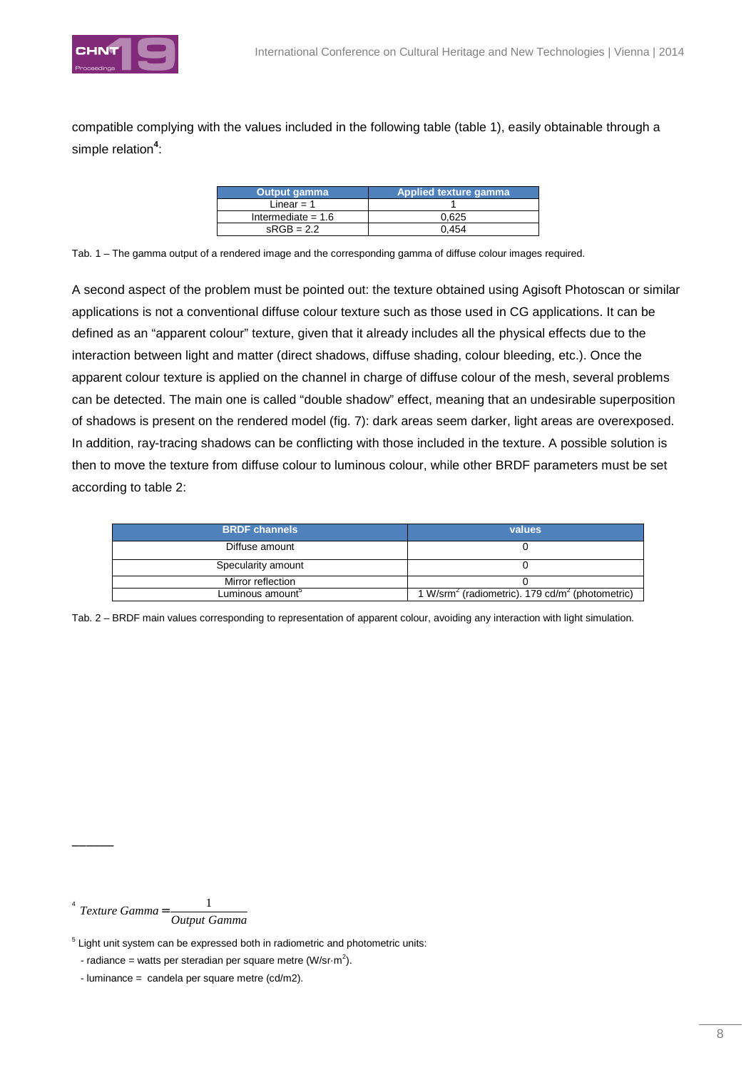compatible complying with the values included in the following table (table 1), easily obtainable through a simple relation[4]:

| Output gamma | Applied texture gamma |
|---|---|
| Linear = 1 | 1 |
| Intermediate = 1.6 | 0,625 |
| sRGB = 2.2 | 0,454 |

Tab. 1 – The gamma output of a rendered image and the corresponding gamma of diffuse colour images required.

A second aspect of the problem must be pointed out: the texture obtained using Agisoft Photoscan or similar applications is not a conventional diffuse colour texture such as those used in CG applications. It can be defined as an "apparent colour" texture, given that it already includes all the physical effects due to the interaction between light and matter (direct shadows, diffuse shading, colour bleeding, etc.). Once the apparent colour texture is applied on the channel in charge of diffuse colour of the mesh, several problems can be detected. The main one is called "double shadow" effect, meaning that an undesirable superposition of shadows is present on the rendered model (fig. 7): dark areas seem darker, light areas are overexposed. In addition, ray-tracing shadows can be conflicting with those included in the texture. A possible solution is then to move the texture from diffuse colour to luminous colour, while other BRDF parameters must be set according to table 2:

| BRDF channels | values |
|---|---|
| Diffuse amount | 0 |
| Specularity amount | 0 |
| Mirror reflection | 0 |
| Luminous amount[5] | 1 W/srm$^2$ (radiometric). 179 cd/m$^2$ (photometric) |

Tab. 2 – BRDF main values corresponding to representation of apparent colour, avoiding any interaction with light simulation.

---

[4] $$Texture\ Gamma = \frac{1}{Output\ Gamma}$$

[5] Light unit system can be expressed both in radiometric and photometric units:

- radiance = watts per steradian per square metre (W/sr·m$^2$).
- luminance = candela per square metre (cd/m2).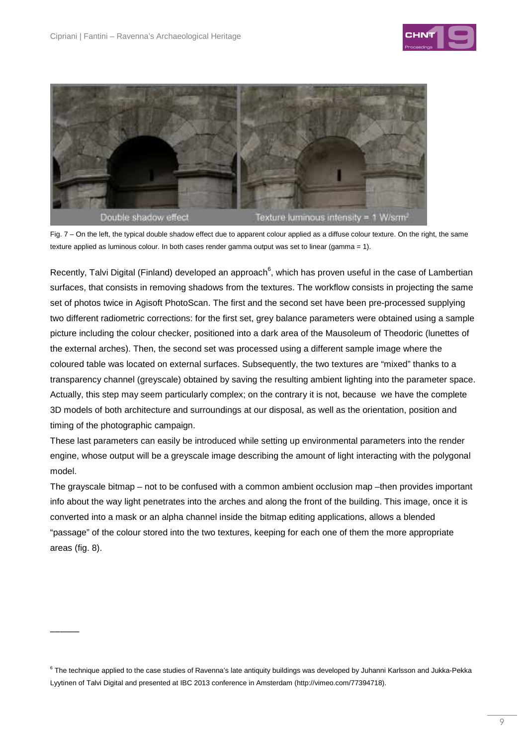Fig. 7 – On the left, the typical double shadow effect due to apparent colour applied as a diffuse colour texture. On the right, the same texture applied as luminous colour. In both cases render gamma output was set to linear (gamma = 1).

Recently, Talvi Digital (Finland) developed an approach[6], which has proven useful in the case of Lambertian surfaces, that consists in removing shadows from the textures. The workflow consists in projecting the same set of photos twice in Agisoft PhotoScan. The first and the second set have been pre-processed supplying two different radiometric corrections: for the first set, grey balance parameters were obtained using a sample picture including the colour checker, positioned into a dark area of the Mausoleum of Theodoric (lunettes of the external arches). Then, the second set was processed using a different sample image where the coloured table was located on external surfaces. Subsequently, the two textures are "mixed" thanks to a transparency channel (greyscale) obtained by saving the resulting ambient lighting into the parameter space. Actually, this step may seem particularly complex; on the contrary it is not, because we have the complete 3D models of both architecture and surroundings at our disposal, as well as the orientation, position and timing of the photographic campaign.

These last parameters can easily be introduced while setting up environmental parameters into the render engine, whose output will be a greyscale image describing the amount of light interacting with the polygonal model.

The grayscale bitmap – not to be confused with a common ambient occlusion map –then provides important info about the way light penetrates into the arches and along the front of the building. This image, once it is converted into a mask or an alpha channel inside the bitmap editing applications, allows a blended "passage" of the colour stored into the two textures, keeping for each one of them the more appropriate areas (fig. 8).

---

[6] The technique applied to the case studies of Ravenna's late antiquity buildings was developed by Juhanni Karlsson and Jukka-Pekka Lyytinen of Talvi Digital and presented at IBC 2013 conference in Amsterdam (http://vimeo.com/77394718).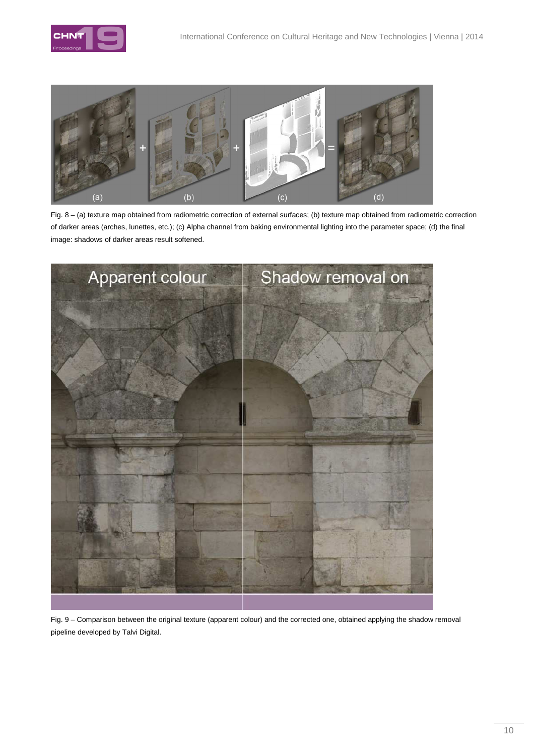Fig. 8 – (a) texture map obtained from radiometric correction of external surfaces; (b) texture map obtained from radiometric correction of darker areas (arches, lunettes, etc.); (c) Alpha channel from baking environmental lighting into the parameter space; (d) the final image: shadows of darker areas result softened.

Fig. 9 – Comparison between the original texture (apparent colour) and the corrected one, obtained applying the shadow removal pipeline developed by Talvi Digital.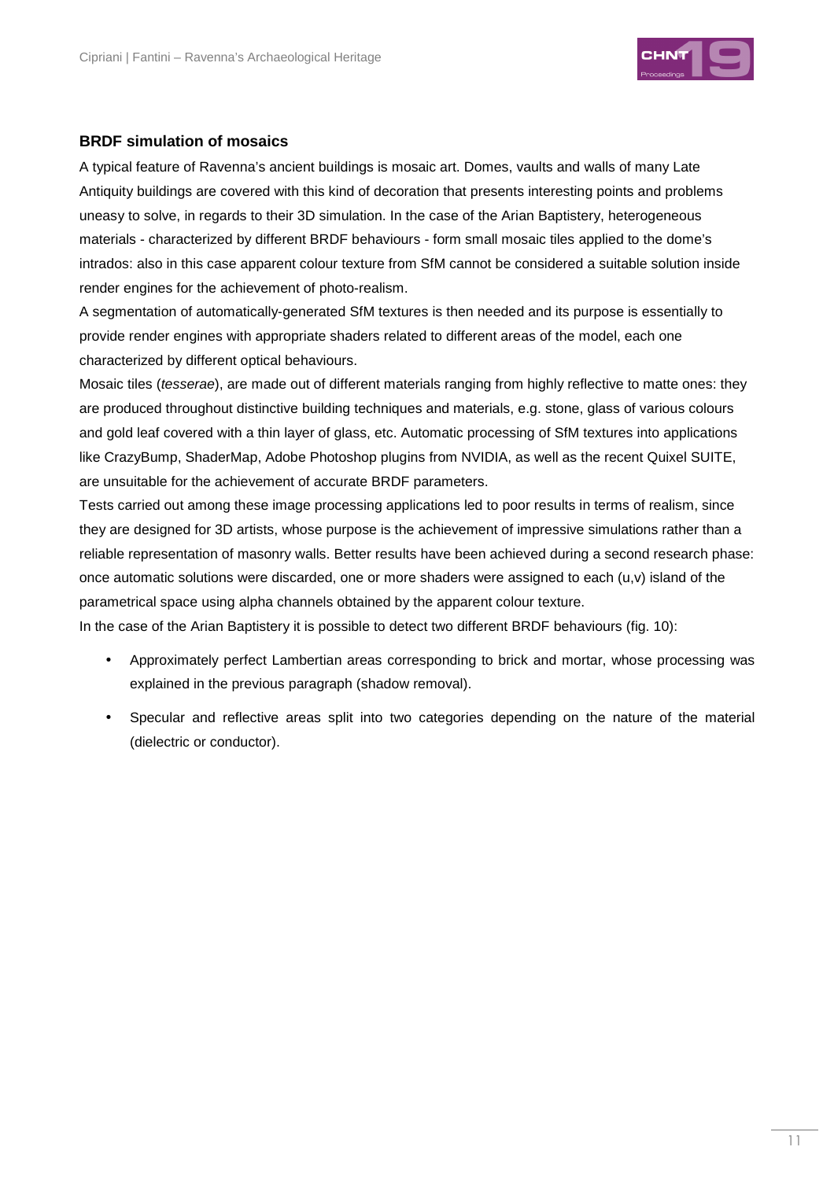### BRDF simulation of mosaics

A typical feature of Ravenna's ancient buildings is mosaic art. Domes, vaults and walls of many Late Antiquity buildings are covered with this kind of decoration that presents interesting points and problems uneasy to solve, in regards to their 3D simulation. In the case of the Arian Baptistery, heterogeneous materials - characterized by different BRDF behaviours - form small mosaic tiles applied to the dome's intrados: also in this case apparent colour texture from SfM cannot be considered a suitable solution inside render engines for the achievement of photo-realism.

A segmentation of automatically-generated SfM textures is then needed and its purpose is essentially to provide render engines with appropriate shaders related to different areas of the model, each one characterized by different optical behaviours.

Mosaic tiles (*tesserae*), are made out of different materials ranging from highly reflective to matte ones: they are produced throughout distinctive building techniques and materials, e.g. stone, glass of various colours and gold leaf covered with a thin layer of glass, etc. Automatic processing of SfM textures into applications like CrazyBump, ShaderMap, Adobe Photoshop plugins from NVIDIA, as well as the recent Quixel SUITE, are unsuitable for the achievement of accurate BRDF parameters.

Tests carried out among these image processing applications led to poor results in terms of realism, since they are designed for 3D artists, whose purpose is the achievement of impressive simulations rather than a reliable representation of masonry walls. Better results have been achieved during a second research phase: once automatic solutions were discarded, one or more shaders were assigned to each (u,v) island of the parametrical space using alpha channels obtained by the apparent colour texture.

In the case of the Arian Baptistery it is possible to detect two different BRDF behaviours (fig. 10):

- Approximately perfect Lambertian areas corresponding to brick and mortar, whose processing was explained in the previous paragraph (shadow removal).
- Specular and reflective areas split into two categories depending on the nature of the material (dielectric or conductor).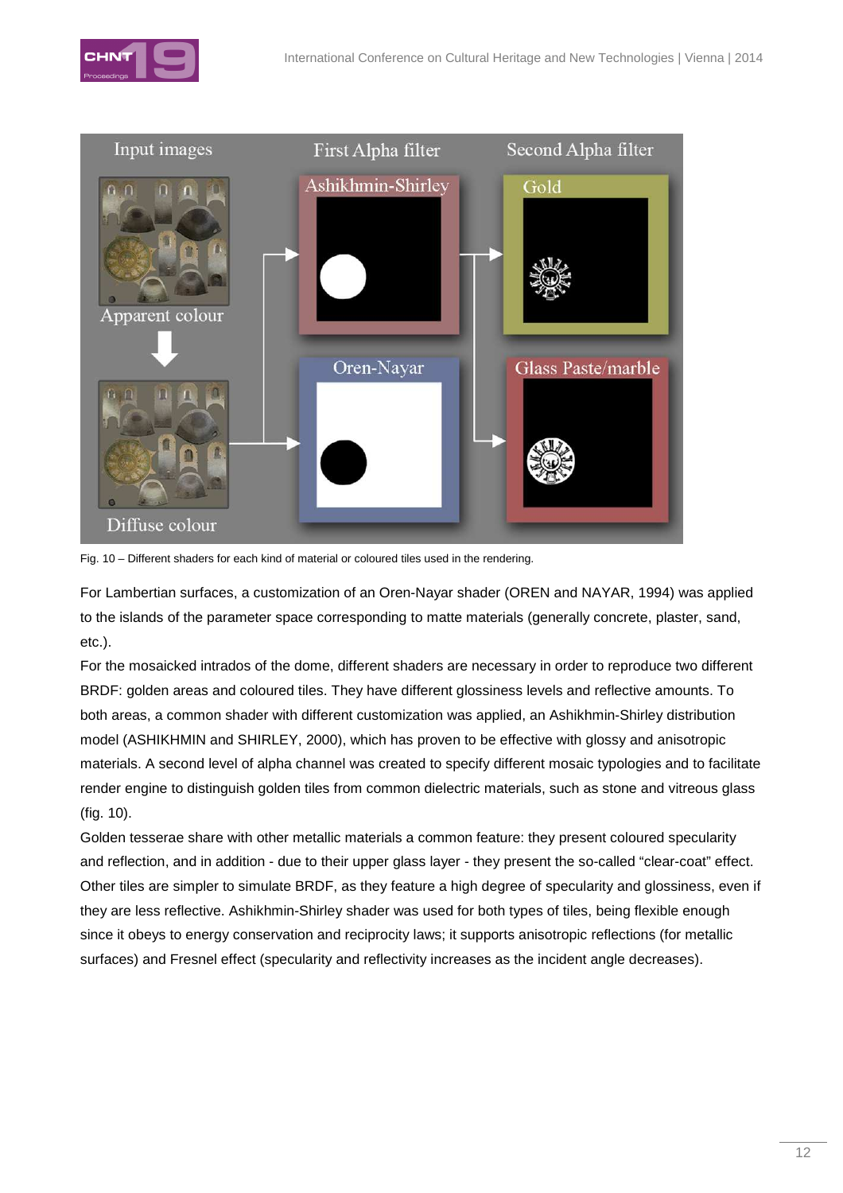Fig. 10 – Different shaders for each kind of material or coloured tiles used in the rendering.

For Lambertian surfaces, a customization of an Oren-Nayar shader (OREN and NAYAR, 1994) was applied to the islands of the parameter space corresponding to matte materials (generally concrete, plaster, sand, etc.).

For the mosaicked intrados of the dome, different shaders are necessary in order to reproduce two different BRDF: golden areas and coloured tiles. They have different glossiness levels and reflective amounts. To both areas, a common shader with different customization was applied, an Ashikhmin-Shirley distribution model (ASHIKHMIN and SHIRLEY, 2000), which has proven to be effective with glossy and anisotropic materials. A second level of alpha channel was created to specify different mosaic typologies and to facilitate render engine to distinguish golden tiles from common dielectric materials, such as stone and vitreous glass (fig. 10).

Golden tesserae share with other metallic materials a common feature: they present coloured specularity and reflection, and in addition - due to their upper glass layer - they present the so-called "clear-coat" effect. Other tiles are simpler to simulate BRDF, as they feature a high degree of specularity and glossiness, even if they are less reflective. Ashikhmin-Shirley shader was used for both types of tiles, being flexible enough since it obeys to energy conservation and reciprocity laws; it supports anisotropic reflections (for metallic surfaces) and Fresnel effect (specularity and reflectivity increases as the incident angle decreases).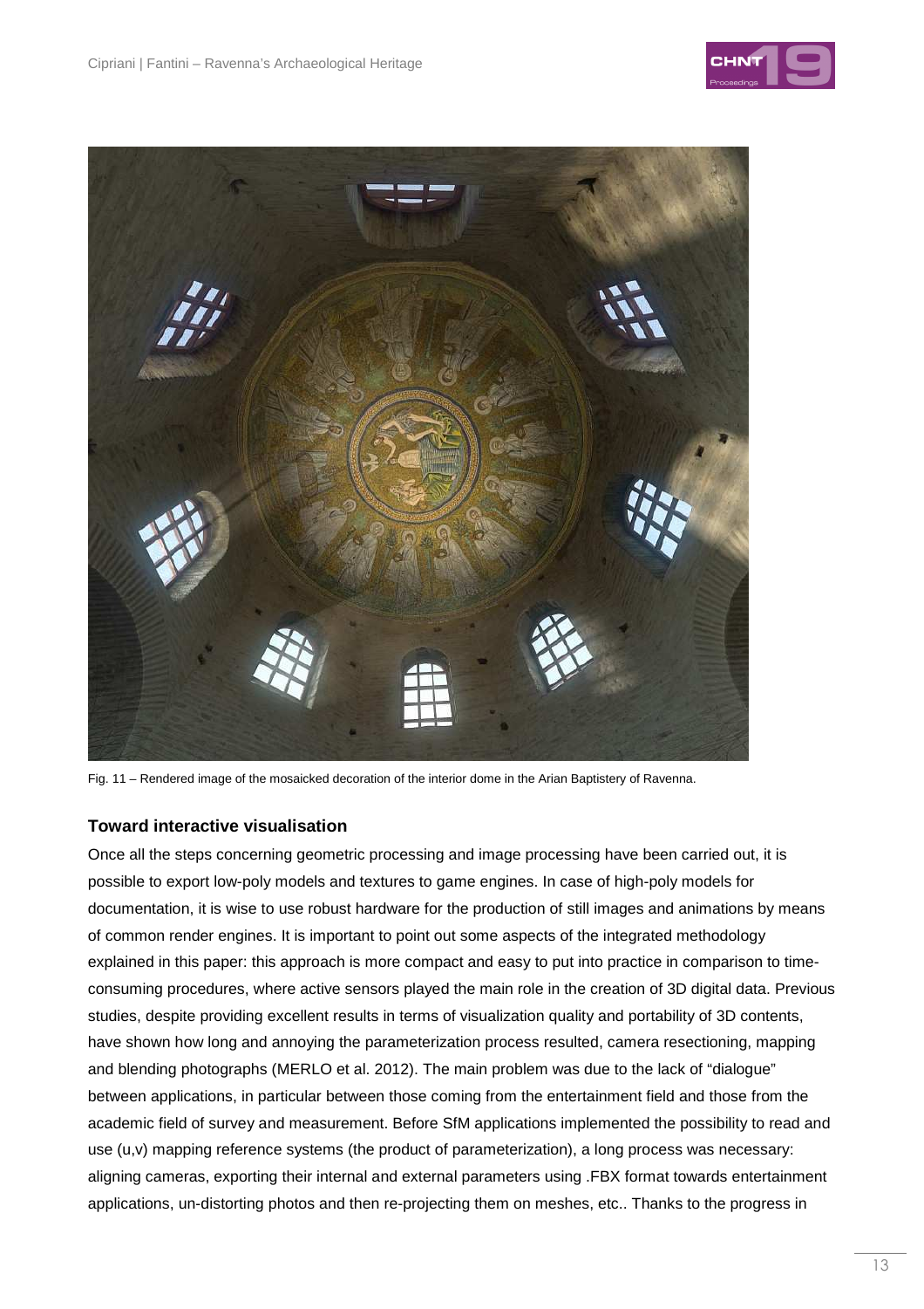Fig. 11 – Rendered image of the mosaicked decoration of the interior dome in the Arian Baptistery of Ravenna.

### Toward interactive visualisation

Once all the steps concerning geometric processing and image processing have been carried out, it is possible to export low-poly models and textures to game engines. In case of high-poly models for documentation, it is wise to use robust hardware for the production of still images and animations by means of common render engines. It is important to point out some aspects of the integrated methodology explained in this paper: this approach is more compact and easy to put into practice in comparison to time-consuming procedures, where active sensors played the main role in the creation of 3D digital data. Previous studies, despite providing excellent results in terms of visualization quality and portability of 3D contents, have shown how long and annoying the parameterization process resulted, camera resectioning, mapping and blending photographs (MERLO et al. 2012). The main problem was due to the lack of "dialogue" between applications, in particular between those coming from the entertainment field and those from the academic field of survey and measurement. Before SfM applications implemented the possibility to read and use (u,v) mapping reference systems (the product of parameterization), a long process was necessary: aligning cameras, exporting their internal and external parameters using .FBX format towards entertainment applications, un-distorting photos and then re-projecting them on meshes, etc.. Thanks to the progress in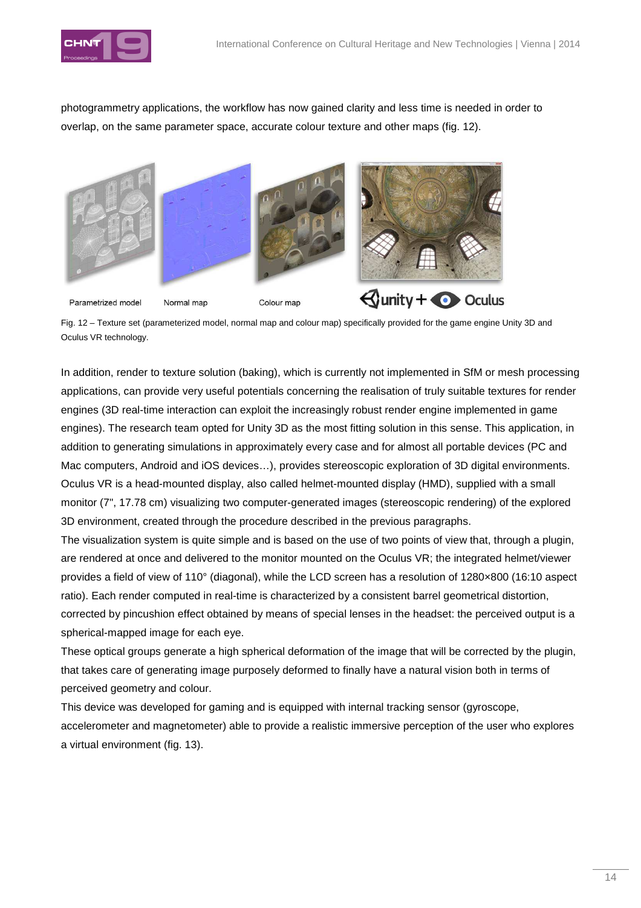photogrammetry applications, the workflow has now gained clarity and less time is needed in order to overlap, on the same parameter space, accurate colour texture and other maps (fig. 12).

Parametrized model Normal map Colour map

Fig. 12 – Texture set (parameterized model, normal map and colour map) specifically provided for the game engine Unity 3D and Oculus VR technology.

In addition, render to texture solution (baking), which is currently not implemented in SfM or mesh processing applications, can provide very useful potentials concerning the realisation of truly suitable textures for render engines (3D real-time interaction can exploit the increasingly robust render engine implemented in game engines). The research team opted for Unity 3D as the most fitting solution in this sense. This application, in addition to generating simulations in approximately every case and for almost all portable devices (PC and Mac computers, Android and iOS devices…), provides stereoscopic exploration of 3D digital environments. Oculus VR is a head-mounted display, also called helmet-mounted display (HMD), supplied with a small monitor (7", 17.78 cm) visualizing two computer-generated images (stereoscopic rendering) of the explored 3D environment, created through the procedure described in the previous paragraphs.

The visualization system is quite simple and is based on the use of two points of view that, through a plugin, are rendered at once and delivered to the monitor mounted on the Oculus VR; the integrated helmet/viewer provides a field of view of 110° (diagonal), while the LCD screen has a resolution of 1280×800 (16:10 aspect ratio). Each render computed in real-time is characterized by a consistent barrel geometrical distortion, corrected by pincushion effect obtained by means of special lenses in the headset: the perceived output is a spherical-mapped image for each eye.

These optical groups generate a high spherical deformation of the image that will be corrected by the plugin, that takes care of generating image purposely deformed to finally have a natural vision both in terms of perceived geometry and colour.

This device was developed for gaming and is equipped with internal tracking sensor (gyroscope, accelerometer and magnetometer) able to provide a realistic immersive perception of the user who explores a virtual environment (fig. 13).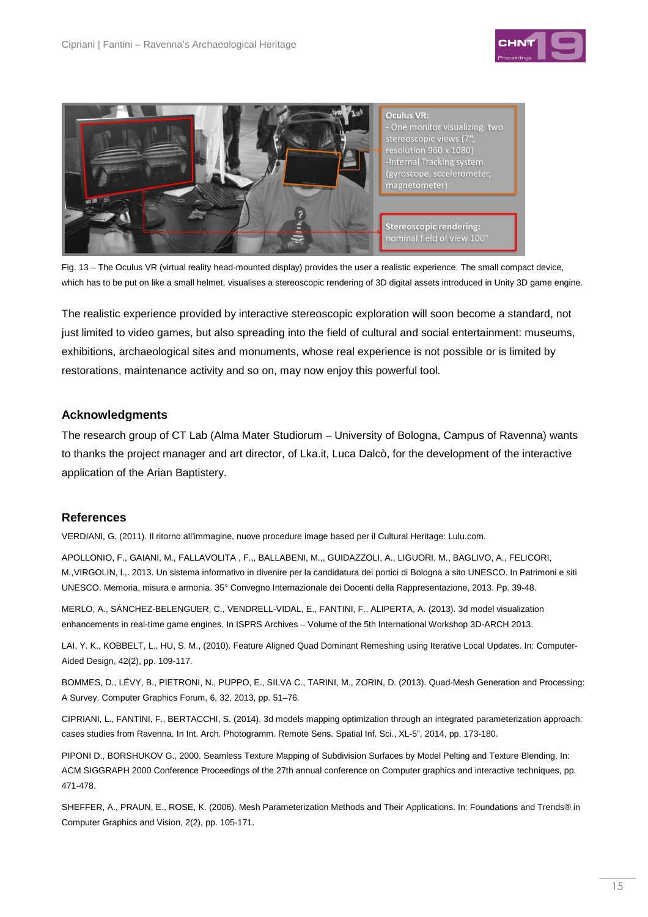Fig. 13 – The Oculus VR (virtual reality head-mounted display) provides the user a realistic experience. The small compact device, which has to be put on like a small helmet, visualises a stereoscopic rendering of 3D digital assets introduced in Unity 3D game engine.

The realistic experience provided by interactive stereoscopic exploration will soon become a standard, not just limited to video games, but also spreading into the field of cultural and social entertainment: museums, exhibitions, archaeological sites and monuments, whose real experience is not possible or is limited by restorations, maintenance activity and so on, may now enjoy this powerful tool.

## Acknowledgments

The research group of CT Lab (Alma Mater Studiorum – University of Bologna, Campus of Ravenna) wants to thanks the project manager and art director, of Lka.it, Luca Dalcò, for the development of the interactive application of the Arian Baptistery.

## References

VERDIANI, G. (2011). Il ritorno all'immagine, nuove procedure image based per il Cultural Heritage: Lulu.com.

APOLLONIO, F., GAIANI, M., FALLAVOLITA , F.,, BALLABENI, M.,, GUIDAZZOLI, A., LIGUORI, M., BAGLIVO, A., FELICORI, M.,VIRGOLIN, I.,. 2013. Un sistema informativo in divenire per la candidatura dei portici di Bologna a sito UNESCO. In Patrimoni e siti UNESCO. Memoria, misura e armonia. 35° Convegno Internazionale dei Docenti della Rappresentazione, 2013. Pp. 39-48.

MERLO, A., SÁNCHEZ-BELENGUER, C., VENDRELL-VIDAL, E., FANTINI, F., ALIPERTA, A. (2013). 3d model visualization enhancements in real-time game engines. In ISPRS Archives – Volume of the 5th International Workshop 3D-ARCH 2013.

LAI, Y. K., KOBBELT, L., HU, S. M., (2010). Feature Aligned Quad Dominant Remeshing using Iterative Local Updates. In: Computer-Aided Design, 42(2), pp. 109-117.

BOMMES, D., LÉVY, B., PIETRONI, N., PUPPO, E., SILVA C., TARINI, M., ZORIN, D. (2013). Quad-Mesh Generation and Processing: A Survey. Computer Graphics Forum, 6, 32, 2013, pp. 51–76.

CIPRIANI, L., FANTINI, F., BERTACCHI, S. (2014). 3d models mapping optimization through an integrated parameterization approach: cases studies from Ravenna. In Int. Arch. Photogramm. Remote Sens. Spatial Inf. Sci., XL-5", 2014, pp. 173-180.

PIPONI D., BORSHUKOV G., 2000. Seamless Texture Mapping of Subdivision Surfaces by Model Pelting and Texture Blending. In: ACM SIGGRAPH 2000 Conference Proceedings of the 27th annual conference on Computer graphics and interactive techniques, pp. 471-478.

SHEFFER, A., PRAUN, E., ROSE, K. (2006). Mesh Parameterization Methods and Their Applications. In: Foundations and Trends® in Computer Graphics and Vision, 2(2), pp. 105-171.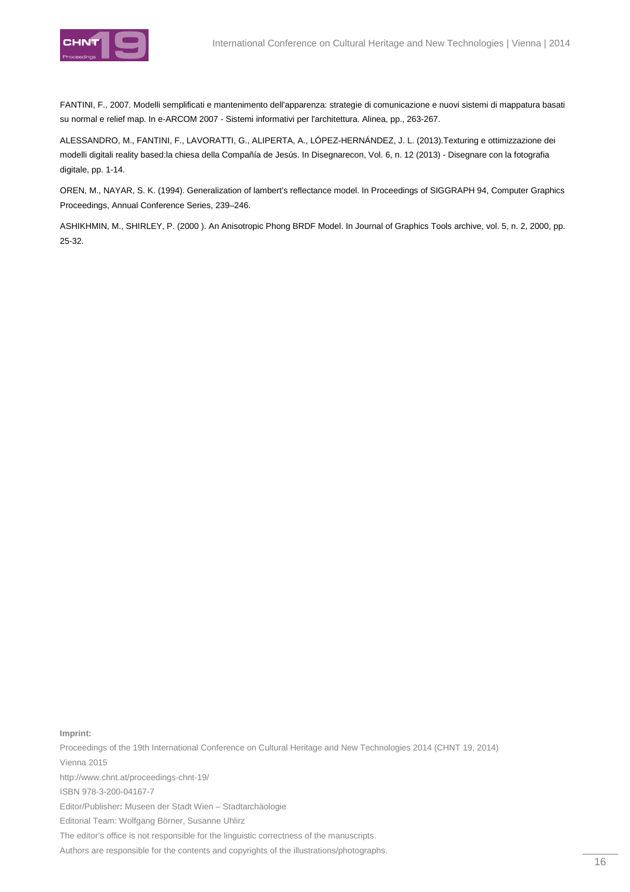FANTINI, F., 2007. Modelli semplificati e mantenimento dell'apparenza: strategie di comunicazione e nuovi sistemi di mappatura basati su normal e relief map. In e-ARCOM 2007 - Sistemi informativi per l'architettura. Alinea, pp., 263-267.

ALESSANDRO, M., FANTINI, F., LAVORATTI, G., ALIPERTA, A., LÓPEZ-HERNÁNDEZ, J. L. (2013).Texturing e ottimizzazione dei modelli digitali reality based:la chiesa della Compañía de Jesús. In Disegnarecon, Vol. 6, n. 12 (2013) - Disegnare con la fotografia digitale, pp. 1-14.

OREN, M., NAYAR, S. K. (1994). Generalization of lambert's reflectance model. In Proceedings of SIGGRAPH 94, Computer Graphics Proceedings, Annual Conference Series, 239–246.

ASHIKHMIN, M., SHIRLEY, P. (2000 ). An Anisotropic Phong BRDF Model. In Journal of Graphics Tools archive, vol. 5, n. 2, 2000, pp. 25-32.

**Imprint:**

Proceedings of the 19th International Conference on Cultural Heritage and New Technologies 2014 (CHNT 19, 2014)

Vienna 2015

http://www.chnt.at/proceedings-chnt-19/

ISBN 978-3-200-04167-7

Editor/Publisher**:** Museen der Stadt Wien – Stadtarchäologie

Editorial Team: Wolfgang Börner, Susanne Uhlirz

The editor's office is not responsible for the linguistic correctness of the manuscripts.

Authors are responsible for the contents and copyrights of the illustrations/photographs.